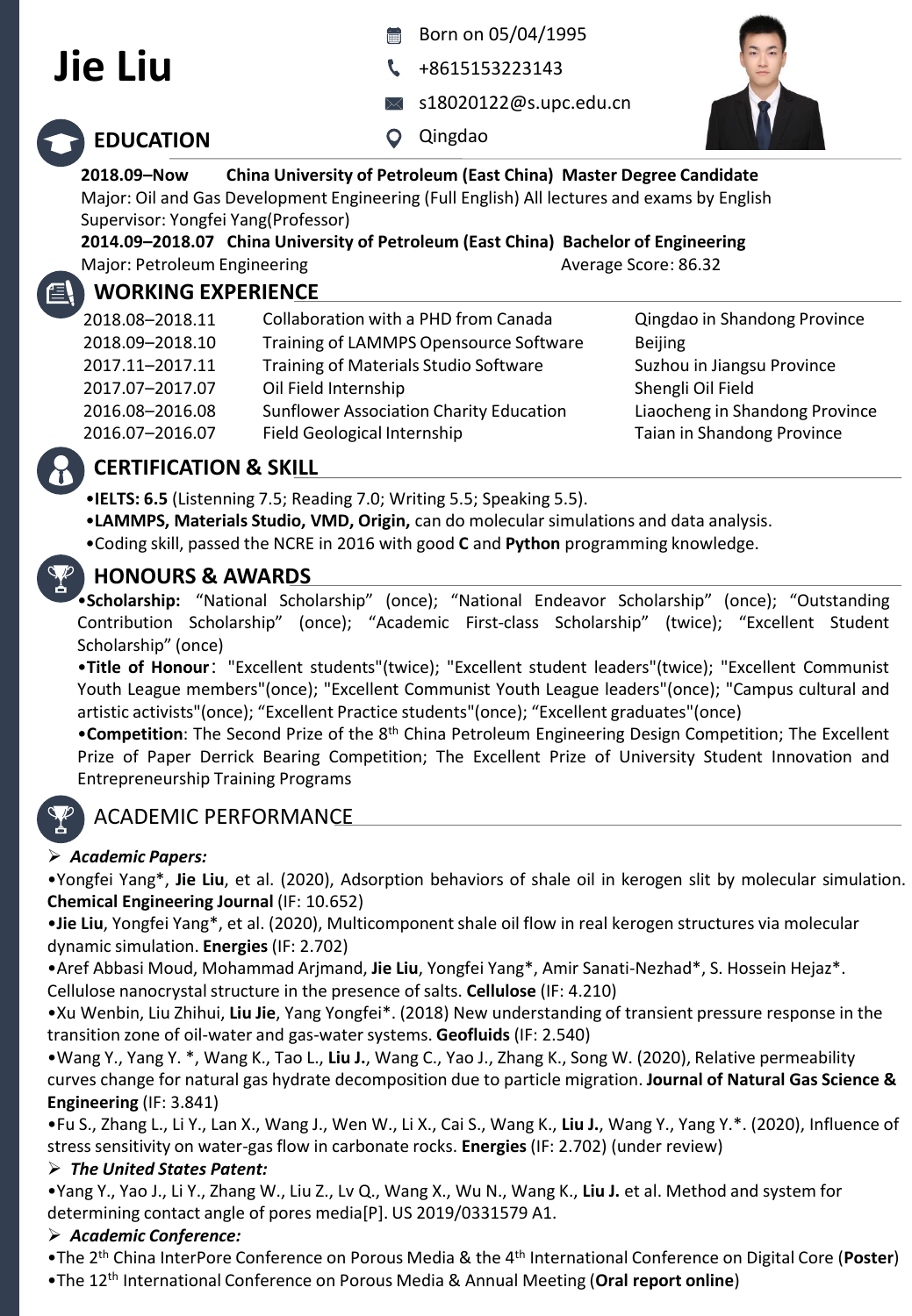# Jie Liu

- Born on 05/04/1995
- +8615153223143
- s18020122@s.upc.edu.cn
- Qingdao

## EDUCATION

**2018.09–Now  China University of Petroleum (East China)  Master Degree Candidate**
Major: Oil and Gas Development Engineering (Full English) All lectures and exams by English
Supervisor: Yongfei Yang(Professor)

**2014.09–2018.07  China University of Petroleum (East China)  Bachelor of Engineering**
Major: Petroleum Engineering  Average Score: 86.32

## WORKING EXPERIENCE

| | | |
|---|---|---|
| 2018.08–2018.11 | Collaboration with a PHD from Canada | Qingdao in Shandong Province |
| 2018.09–2018.10 | Training of LAMMPS Opensource Software | Beijing |
| 2017.11–2017.11 | Training of Materials Studio Software | Suzhou in Jiangsu Province |
| 2017.07–2017.07 | Oil Field Internship | Shengli Oil Field |
| 2016.08–2016.08 | Sunflower Association Charity Education | Liaocheng in Shandong Province |
| 2016.07–2016.07 | Field Geological Internship | Taian in Shandong Province |

## CERTIFICATION & SKILL

- **IELTS: 6.5** (Listenning 7.5; Reading 7.0; Writing 5.5; Speaking 5.5).
- **LAMMPS, Materials Studio, VMD, Origin,** can do molecular simulations and data analysis.
- Coding skill, passed the NCRE in 2016 with good **C** and **Python** programming knowledge.

## HONOURS & AWARDS

- **Scholarship:** "National Scholarship" (once); "National Endeavor Scholarship" (once); "Outstanding Contribution Scholarship" (once); "Academic First-class Scholarship" (twice); "Excellent Student Scholarship" (once)
- **Title of Honour**: "Excellent students"(twice); "Excellent student leaders"(twice); "Excellent Communist Youth League members"(once); "Excellent Communist Youth League leaders"(once); "Campus cultural and artistic activists"(once); "Excellent Practice students"(once); "Excellent graduates"(once)
- **Competition**: The Second Prize of the 8th China Petroleum Engineering Design Competition; The Excellent Prize of Paper Derrick Bearing Competition; The Excellent Prize of University Student Innovation and Entrepreneurship Training Programs

## ACADEMIC PERFORMANCE

### *Academic Papers:*

- Yongfei Yang*, **Jie Liu**, et al. (2020), Adsorption behaviors of shale oil in kerogen slit by molecular simulation. **Chemical Engineering Journal** (IF: 10.652)
- **Jie Liu**, Yongfei Yang*, et al. (2020), Multicomponent shale oil flow in real kerogen structures via molecular dynamic simulation. **Energies** (IF: 2.702)
- Aref Abbasi Moud, Mohammad Arjmand, **Jie Liu**, Yongfei Yang*, Amir Sanati-Nezhad*, S. Hossein Hejaz*. Cellulose nanocrystal structure in the presence of salts. **Cellulose** (IF: 4.210)
- Xu Wenbin, Liu Zhihui, **Liu Jie**, Yang Yongfei*. (2018) New understanding of transient pressure response in the transition zone of oil-water and gas-water systems. **Geofluids** (IF: 2.540)
- Wang Y., Yang Y. *, Wang K., Tao L., **Liu J.**, Wang C., Yao J., Zhang K., Song W. (2020), Relative permeability curves change for natural gas hydrate decomposition due to particle migration. **Journal of Natural Gas Science & Engineering** (IF: 3.841)
- Fu S., Zhang L., Li Y., Lan X., Wang J., Wen W., Li X., Cai S., Wang K., **Liu J.**, Wang Y., Yang Y.*. (2020), Influence of stress sensitivity on water-gas flow in carbonate rocks. **Energies** (IF: 2.702) (under review)

### *The United States Patent:*

- Yang Y., Yao J., Li Y., Zhang W., Liu Z., Lv Q., Wang X., Wu N., Wang K., **Liu J.** et al. Method and system for determining contact angle of pores media[P]. US 2019/0331579 A1.

### *Academic Conference:*

- The 2th China InterPore Conference on Porous Media & the 4th International Conference on Digital Core (**Poster**)
- The 12th International Conference on Porous Media & Annual Meeting (**Oral report online**)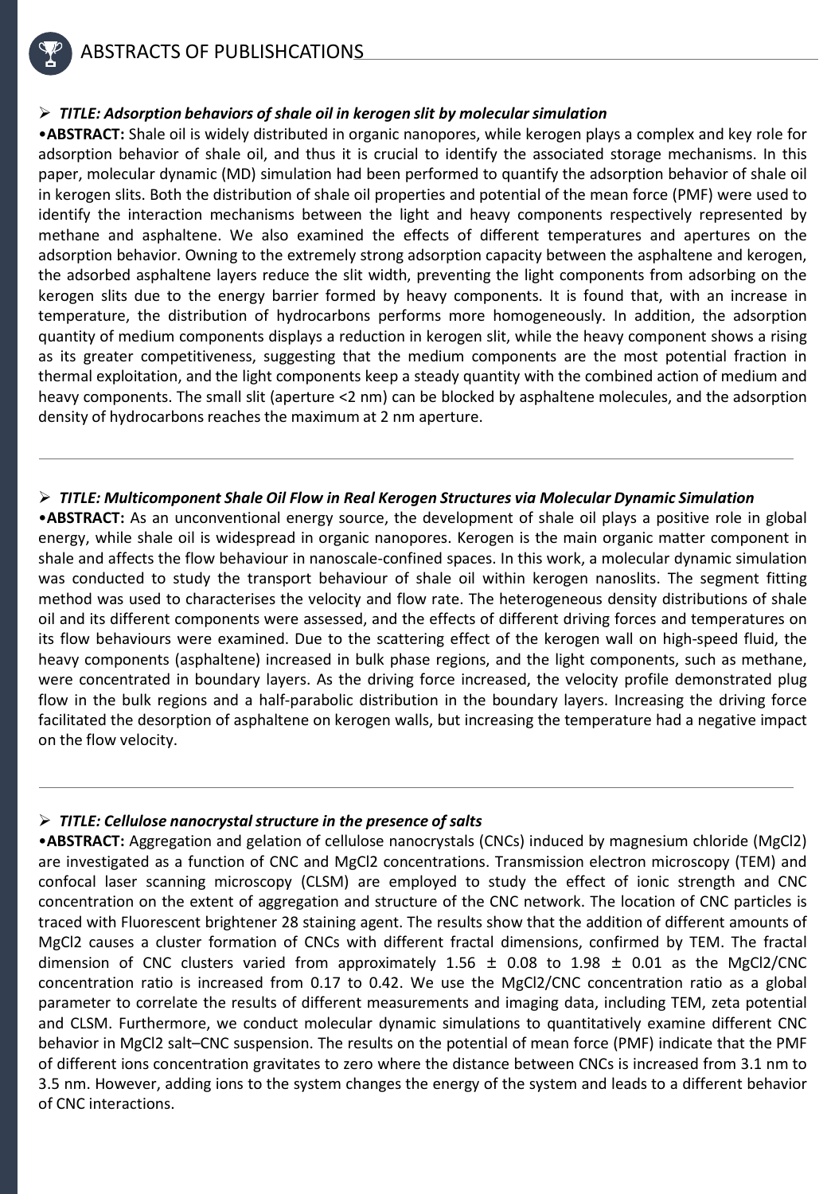# ABSTRACTS OF PUBLISHCATIONS

## *TITLE: Adsorption behaviors of shale oil in kerogen slit by molecular simulation*

•**ABSTRACT:** Shale oil is widely distributed in organic nanopores, while kerogen plays a complex and key role for adsorption behavior of shale oil, and thus it is crucial to identify the associated storage mechanisms. In this paper, molecular dynamic (MD) simulation had been performed to quantify the adsorption behavior of shale oil in kerogen slits. Both the distribution of shale oil properties and potential of the mean force (PMF) were used to identify the interaction mechanisms between the light and heavy components respectively represented by methane and asphaltene. We also examined the effects of different temperatures and apertures on the adsorption behavior. Owning to the extremely strong adsorption capacity between the asphaltene and kerogen, the adsorbed asphaltene layers reduce the slit width, preventing the light components from adsorbing on the kerogen slits due to the energy barrier formed by heavy components. It is found that, with an increase in temperature, the distribution of hydrocarbons performs more homogeneously. In addition, the adsorption quantity of medium components displays a reduction in kerogen slit, while the heavy component shows a rising as its greater competitiveness, suggesting that the medium components are the most potential fraction in thermal exploitation, and the light components keep a steady quantity with the combined action of medium and heavy components. The small slit (aperture <2 nm) can be blocked by asphaltene molecules, and the adsorption density of hydrocarbons reaches the maximum at 2 nm aperture.

---

## *TITLE: Multicomponent Shale Oil Flow in Real Kerogen Structures via Molecular Dynamic Simulation*

•**ABSTRACT:** As an unconventional energy source, the development of shale oil plays a positive role in global energy, while shale oil is widespread in organic nanopores. Kerogen is the main organic matter component in shale and affects the flow behaviour in nanoscale-confined spaces. In this work, a molecular dynamic simulation was conducted to study the transport behaviour of shale oil within kerogen nanoslits. The segment fitting method was used to characterises the velocity and flow rate. The heterogeneous density distributions of shale oil and its different components were assessed, and the effects of different driving forces and temperatures on its flow behaviours were examined. Due to the scattering effect of the kerogen wall on high-speed fluid, the heavy components (asphaltene) increased in bulk phase regions, and the light components, such as methane, were concentrated in boundary layers. As the driving force increased, the velocity profile demonstrated plug flow in the bulk regions and a half-parabolic distribution in the boundary layers. Increasing the driving force facilitated the desorption of asphaltene on kerogen walls, but increasing the temperature had a negative impact on the flow velocity.

---

## *TITLE: Cellulose nanocrystal structure in the presence of salts*

•**ABSTRACT:** Aggregation and gelation of cellulose nanocrystals (CNCs) induced by magnesium chloride ($MgCl_2$) are investigated as a function of CNC and $MgCl_2$ concentrations. Transmission electron microscopy (TEM) and confocal laser scanning microscopy (CLSM) are employed to study the effect of ionic strength and CNC concentration on the extent of aggregation and structure of the CNC network. The location of CNC particles is traced with Fluorescent brightener 28 staining agent. The results show that the addition of different amounts of $MgCl_2$ causes a cluster formation of CNCs with different fractal dimensions, confirmed by TEM. The fractal dimension of CNC clusters varied from approximately $1.56 \pm 0.08$ to $1.98 \pm 0.01$ as the $MgCl_2$/CNC concentration ratio is increased from 0.17 to 0.42. We use the $MgCl_2$/CNC concentration ratio as a global parameter to correlate the results of different measurements and imaging data, including TEM, zeta potential and CLSM. Furthermore, we conduct molecular dynamic simulations to quantitatively examine different CNC behavior in $MgCl_2$ salt–CNC suspension. The results on the potential of mean force (PMF) indicate that the PMF of different ions concentration gravitates to zero where the distance between CNCs is increased from 3.1 nm to 3.5 nm. However, adding ions to the system changes the energy of the system and leads to a different behavior of CNC interactions.